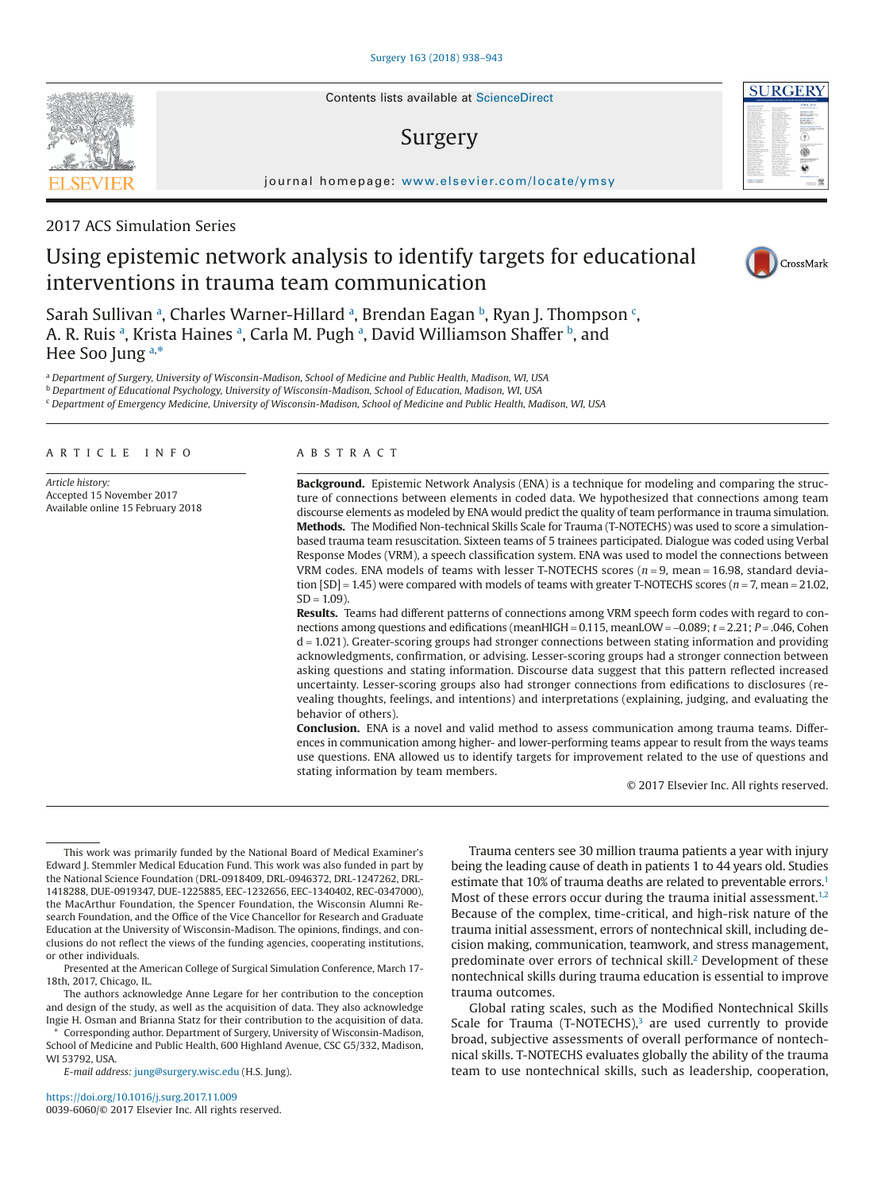2017 ACS Simulation Series

# Using epistemic network analysis to identify targets for educational interventions in trauma team communication

Sarah Sullivan [a], Charles Warner-Hillard [a], Brendan Eagan [b], Ryan J. Thompson [c], A. R. Ruis [a], Krista Haines [a], Carla M. Pugh [a], David Williamson Shaffer [b], and Hee Soo Jung [a,*]

[a] Department of Surgery, University of Wisconsin-Madison, School of Medicine and Public Health, Madison, WI, USA
[b] Department of Educational Psychology, University of Wisconsin-Madison, School of Education, Madison, WI, USA
[c] Department of Emergency Medicine, University of Wisconsin-Madison, School of Medicine and Public Health, Madison, WI, USA

## ARTICLE INFO

*Article history:*
Accepted 15 November 2017
Available online 15 February 2018

## ABSTRACT

**Background.** Epistemic Network Analysis (ENA) is a technique for modeling and comparing the structure of connections between elements in coded data. We hypothesized that connections among team discourse elements as modeled by ENA would predict the quality of team performance in trauma simulation.

**Methods.** The Modified Non-technical Skills Scale for Trauma (T-NOTECHS) was used to score a simulation-based trauma team resuscitation. Sixteen teams of 5 trainees participated. Dialogue was coded using Verbal Response Modes (VRM), a speech classification system. ENA was used to model the connections between VRM codes. ENA models of teams with lesser T-NOTECHS scores ($n = 9$, mean = 16.98, standard deviation [SD] = 1.45) were compared with models of teams with greater T-NOTECHS scores ($n = 7$, mean = 21.02, SD = 1.09).

**Results.** Teams had different patterns of connections among VRM speech form codes with regard to connections among questions and edifications (meanHIGH = 0.115, meanLOW = –0.089; $t = 2.21$; $P = .046$, Cohen d = 1.021). Greater-scoring groups had stronger connections between stating information and providing acknowledgments, confirmation, or advising. Lesser-scoring groups had a stronger connection between asking questions and stating information. Discourse data suggest that this pattern reflected increased uncertainty. Lesser-scoring groups also had stronger connections from edifications to disclosures (revealing thoughts, feelings, and intentions) and interpretations (explaining, judging, and evaluating the behavior of others).

**Conclusion.** ENA is a novel and valid method to assess communication among trauma teams. Differences in communication among higher- and lower-performing teams appear to result from the ways teams use questions. ENA allowed us to identify targets for improvement related to the use of questions and stating information by team members.

© 2017 Elsevier Inc. All rights reserved.

Trauma centers see 30 million trauma patients a year with injury being the leading cause of death in patients 1 to 44 years old. Studies estimate that 10% of trauma deaths are related to preventable errors.[1] Most of these errors occur during the trauma initial assessment.[1,2] Because of the complex, time-critical, and high-risk nature of the trauma initial assessment, errors of nontechnical skill, including decision making, communication, teamwork, and stress management, predominate over errors of technical skill.[2] Development of these nontechnical skills during trauma education is essential to improve trauma outcomes.

Global rating scales, such as the Modified Nontechnical Skills Scale for Trauma (T-NOTECHS),[3] are used currently to provide broad, subjective assessments of overall performance of nontechnical skills. T-NOTECHS evaluates globally the ability of the trauma team to use nontechnical skills, such as leadership, cooperation,

This work was primarily funded by the National Board of Medical Examiner's Edward J. Stemmler Medical Education Fund. This work was also funded in part by the National Science Foundation (DRL-0918409, DRL-0946372, DRL-1247262, DRL-1418288, DUE-0919347, DUE-1225885, EEC-1232656, EEC-1340402, REC-0347000), the MacArthur Foundation, the Spencer Foundation, the Wisconsin Alumni Research Foundation, and the Office of the Vice Chancellor for Research and Graduate Education at the University of Wisconsin-Madison. The opinions, findings, and conclusions do not reflect the views of the funding agencies, cooperating institutions, or other individuals.

Presented at the American College of Surgical Simulation Conference, March 17-18th, 2017, Chicago, IL.

The authors acknowledge Anne Legare for her contribution to the conception and design of the study, as well as the acquisition of data. They also acknowledge Ingie H. Osman and Brianna Statz for their contribution to the acquisition of data.

\* Corresponding author. Department of Surgery, University of Wisconsin-Madison, School of Medicine and Public Health, 600 Highland Avenue, CSC G5/332, Madison, WI 53792, USA.

*E-mail address:* jung@surgery.wisc.edu (H.S. Jung).

https://doi.org/10.1016/j.surg.2017.11.009
0039-6060/© 2017 Elsevier Inc. All rights reserved.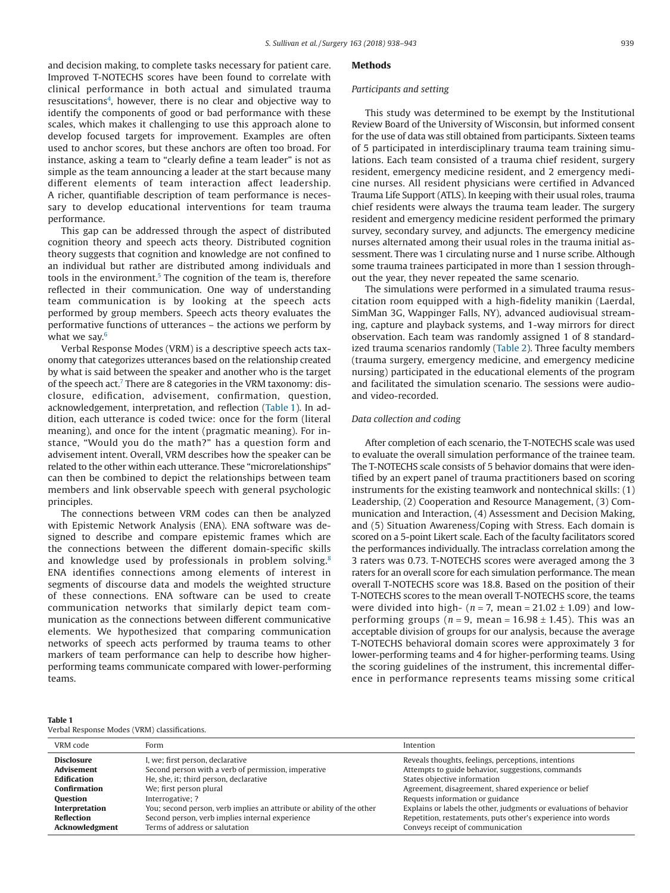and decision making, to complete tasks necessary for patient care. Improved T-NOTECHS scores have been found to correlate with clinical performance in both actual and simulated trauma resuscitations[4], however, there is no clear and objective way to identify the components of good or bad performance with these scales, which makes it challenging to use this approach alone to develop focused targets for improvement. Examples are often used to anchor scores, but these anchors are often too broad. For instance, asking a team to "clearly define a team leader" is not as simple as the team announcing a leader at the start because many different elements of team interaction affect leadership. A richer, quantifiable description of team performance is necessary to develop educational interventions for team trauma performance.

This gap can be addressed through the aspect of distributed cognition theory and speech acts theory. Distributed cognition theory suggests that cognition and knowledge are not confined to an individual but rather are distributed among individuals and tools in the environment.[5] The cognition of the team is, therefore reflected in their communication. One way of understanding team communication is by looking at the speech acts performed by group members. Speech acts theory evaluates the performative functions of utterances – the actions we perform by what we say.[6]

Verbal Response Modes (VRM) is a descriptive speech acts taxonomy that categorizes utterances based on the relationship created by what is said between the speaker and another who is the target of the speech act.[7] There are 8 categories in the VRM taxonomy: disclosure, edification, advisement, confirmation, question, acknowledgement, interpretation, and reflection (Table 1). In addition, each utterance is coded twice: once for the form (literal meaning), and once for the intent (pragmatic meaning). For instance, "Would you do the math?" has a question form and advisement intent. Overall, VRM describes how the speaker can be related to the other within each utterance. These "microrelationships" can then be combined to depict the relationships between team members and link observable speech with general psychologic principles.

The connections between VRM codes can then be analyzed with Epistemic Network Analysis (ENA). ENA software was designed to describe and compare epistemic frames which are the connections between the different domain-specific skills and knowledge used by professionals in problem solving.[8] ENA identifies connections among elements of interest in segments of discourse data and models the weighted structure of these connections. ENA software can be used to create communication networks that similarly depict team communication as the connections between different communicative elements. We hypothesized that comparing communication networks of speech acts performed by trauma teams to other markers of team performance can help to describe how higher-performing teams communicate compared with lower-performing teams.

## Methods

### *Participants and setting*

This study was determined to be exempt by the Institutional Review Board of the University of Wisconsin, but informed consent for the use of data was still obtained from participants. Sixteen teams of 5 participated in interdisciplinary trauma team training simulations. Each team consisted of a trauma chief resident, surgery resident, emergency medicine resident, and 2 emergency medicine nurses. All resident physicians were certified in Advanced Trauma Life Support (ATLS). In keeping with their usual roles, trauma chief residents were always the trauma team leader. The surgery resident and emergency medicine resident performed the primary survey, secondary survey, and adjuncts. The emergency medicine nurses alternated among their usual roles in the trauma initial assessment. There was 1 circulating nurse and 1 nurse scribe. Although some trauma trainees participated in more than 1 session throughout the year, they never repeated the same scenario.

The simulations were performed in a simulated trauma resuscitation room equipped with a high-fidelity manikin (Laerdal, SimMan 3G, Wappinger Falls, NY), advanced audiovisual streaming, capture and playback systems, and 1-way mirrors for direct observation. Each team was randomly assigned 1 of 8 standardized trauma scenarios randomly (Table 2). Three faculty members (trauma surgery, emergency medicine, and emergency medicine nursing) participated in the educational elements of the program and facilitated the simulation scenario. The sessions were audio- and video-recorded.

### *Data collection and coding*

After completion of each scenario, the T-NOTECHS scale was used to evaluate the overall simulation performance of the trainee team. The T-NOTECHS scale consists of 5 behavior domains that were identified by an expert panel of trauma practitioners based on scoring instruments for the existing teamwork and nontechnical skills: (1) Leadership, (2) Cooperation and Resource Management, (3) Communication and Interaction, (4) Assessment and Decision Making, and (5) Situation Awareness/Coping with Stress. Each domain is scored on a 5-point Likert scale. Each of the faculty facilitators scored the performances individually. The intraclass correlation among the 3 raters was 0.73. T-NOTECHS scores were averaged among the 3 raters for an overall score for each simulation performance. The mean overall T-NOTECHS score was 18.8. Based on the position of their T-NOTECHS scores to the mean overall T-NOTECHS score, the teams were divided into high- ($n = 7$, mean = $21.02 \pm 1.09$) and low-performing groups ($n = 9$, mean = $16.98 \pm 1.45$). This was an acceptable division of groups for our analysis, because the average T-NOTECHS behavioral domain scores were approximately 3 for lower-performing teams and 4 for higher-performing teams. Using the scoring guidelines of the instrument, this incremental difference in performance represents teams missing some critical

**Table 1**
Verbal Response Modes (VRM) classifications.

| VRM code | Form | Intention |
|---|---|---|
| **Disclosure** | I, we; first person, declarative | Reveals thoughts, feelings, perceptions, intentions |
| **Advisement** | Second person with a verb of permission, imperative | Attempts to guide behavior, suggestions, commands |
| **Edification** | He, she, it; third person, declarative | States objective information |
| **Confirmation** | We; first person plural | Agreement, disagreement, shared experience or belief |
| **Question** | Interrogative; ? | Requests information or guidance |
| **Interpretation** | You; second person, verb implies an attribute or ability of the other | Explains or labels the other, judgments or evaluations of behavior |
| **Reflection** | Second person, verb implies internal experience | Repetition, restatements, puts other's experience into words |
| **Acknowledgment** | Terms of address or salutation | Conveys receipt of communication |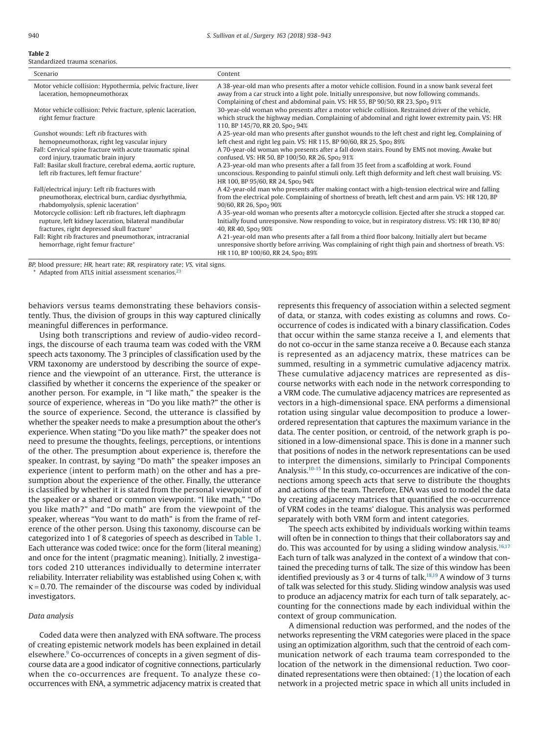**Table 2**
Standardized trauma scenarios.

| Scenario | Content |
| --- | --- |
| Motor vehicle collision: Hypothermia, pelvic fracture, liver laceration, hemopneumothorax | A 38-year-old man who presents after a motor vehicle collision. Found in a snow bank several feet away from a car struck into a light pole. Initially unresponsive, but now following commands. Complaining of chest and abdominal pain. VS: HR 55, BP 90/50, RR 23, $Spo_2$ 91% |
| Motor vehicle collision: Pelvic fracture, splenic laceration, right femur fracture | 30-year-old woman who presents after a motor vehicle collision. Restrained driver of the vehicle, which struck the highway median. Complaining of abdominal and right lower extremity pain. VS: HR 110, BP 145/70, RR 20, $Spo_2$ 94% |
| Gunshot wounds: Left rib fractures with hemopneumothorax, right leg vascular injury | A 25-year-old man who presents after gunshot wounds to the left chest and right leg. Complaining of left chest and right leg pain. VS: HR 115, BP 90/60, RR 25, $Spo_2$ 89% |
| Fall: Cervical spine fracture with acute traumatic spinal cord injury, traumatic brain injury | A 70-year-old woman who presents after a fall down stairs. Found by EMS not moving. Awake but confused. VS: HR 50, BP 100/50, RR 26, $Spo_2$ 91% |
| Fall: Basilar skull fracture, cerebral edema, aortic rupture, left rib fractures, left femur fracture* | A 23-year-old man who presents after a fall from 35 feet from a scaffolding at work. Found unconscious. Responding to painful stimuli only. Left thigh deformity and left chest wall bruising. VS: HR 100, BP 95/60, RR 24, $Spo_2$ 94% |
| Fall/electrical injury: Left rib fractures with pneumothorax, electrical burn, cardiac dysrhythmia, rhabdomyolysis, splenic laceration* | A 42-year-old man who presents after making contact with a high-tension electrical wire and falling from the electrical pole. Complaining of shortness of breath, left chest and arm pain. VS: HR 120, BP 90/60, RR 26, $Spo_2$ 90% |
| Motorcycle collision: Left rib fractures, left diaphragm rupture, left kidney laceration, bilateral mandibular fractures, right depressed skull fracture* | A 35-year-old woman who presents after a motorcycle collision. Ejected after she struck a stopped car. Initially found unresponsive. Now responding to voice, but in respiratory distress. VS: HR 130, BP 80/40, RR 40, $Spo_2$ 90% |
| Fall: Right rib fractures and pneumothorax, intracranial hemorrhage, right femur fracture* | A 21-year-old man who presents after a fall from a third floor balcony. Initially alert but became unresponsive shortly before arriving. Was complaining of right thigh pain and shortness of breath. VS: HR 110, BP 100/60, RR 24, $Spo_2$ 89% |

*BP*, blood pressure; *HR*, heart rate; *RR*, respiratory rate; *VS*, vital signs.
* Adapted from ATLS initial assessment scenarios.[23]

behaviors versus teams demonstrating these behaviors consistently. Thus, the division of groups in this way captured clinically meaningful differences in performance.

Using both transcriptions and review of audio-video recordings, the discourse of each trauma team was coded with the VRM speech acts taxonomy. The 3 principles of classification used by the VRM taxonomy are understood by describing the source of experience and the viewpoint of an utterance. First, the utterance is classified by whether it concerns the experience of the speaker or another person. For example, in "I like math," the speaker is the source of experience, whereas in "Do you like math?" the other is the source of experience. Second, the utterance is classified by whether the speaker needs to make a presumption about the other's experience. When stating "Do you like math?" the speaker does not need to presume the thoughts, feelings, perceptions, or intentions of the other. The presumption about experience is, therefore the speaker. In contrast, by saying "Do math" the speaker imposes an experience (intent to perform math) on the other and has a presumption about the experience of the other. Finally, the utterance is classified by whether it is stated from the personal viewpoint of the speaker or a shared or common viewpoint. "I like math," "Do you like math?" and "Do math" are from the viewpoint of the speaker, whereas "You want to do math" is from the frame of reference of the other person. Using this taxonomy, discourse can be categorized into 1 of 8 categories of speech as described in Table 1. Each utterance was coded twice: once for the form (literal meaning) and once for the intent (pragmatic meaning). Initially, 2 investigators coded 210 utterances individually to determine interrater reliability. Interrater reliability was established using Cohen κ, with $\kappa = 0.70$. The remainder of the discourse was coded by individual investigators.

### *Data analysis*

Coded data were then analyzed with ENA software. The process of creating epistemic network models has been explained in detail elsewhere.[9] Co-occurrences of concepts in a given segment of discourse data are a good indicator of cognitive connections, particularly when the co-occurrences are frequent. To analyze these co-occurrences with ENA, a symmetric adjacency matrix is created that represents this frequency of association within a selected segment of data, or stanza, with codes existing as columns and rows. Co-occurrence of codes is indicated with a binary classification. Codes that occur within the same stanza receive a 1, and elements that do not co-occur in the same stanza receive a 0. Because each stanza is represented as an adjacency matrix, these matrices can be summed, resulting in a symmetric cumulative adjacency matrix. These cumulative adjacency matrices are represented as discourse networks with each node in the network corresponding to a VRM code. The cumulative adjacency matrices are represented as vectors in a high-dimensional space. ENA performs a dimensional rotation using singular value decomposition to produce a lower-ordered representation that captures the maximum variance in the data. The center position, or centroid, of the network graph is positioned in a low-dimensional space. This is done in a manner such that positions of nodes in the network representations can be used to interpret the dimensions, similarly to Principal Components Analysis.[10-15] In this study, co-occurrences are indicative of the connections among speech acts that serve to distribute the thoughts and actions of the team. Therefore, ENA was used to model the data by creating adjacency matrices that quantified the co-occurrence of VRM codes in the teams' dialogue. This analysis was performed separately with both VRM form and intent categories.

The speech acts exhibited by individuals working within teams will often be in connection to things that their collaborators say and do. This was accounted for by using a sliding window analysis.[16,17] Each turn of talk was analyzed in the context of a window that contained the preceding turns of talk. The size of this window has been identified previously as 3 or 4 turns of talk.[18,19] A window of 3 turns of talk was selected for this study. Sliding window analysis was used to produce an adjacency matrix for each turn of talk separately, accounting for the connections made by each individual within the context of group communication.

A dimensional reduction was performed, and the nodes of the networks representing the VRM categories were placed in the space using an optimization algorithm, such that the centroid of each communication network of each trauma team corresponded to the location of the network in the dimensional reduction. Two coordinated representations were then obtained: (1) the location of each network in a projected metric space in which all units included in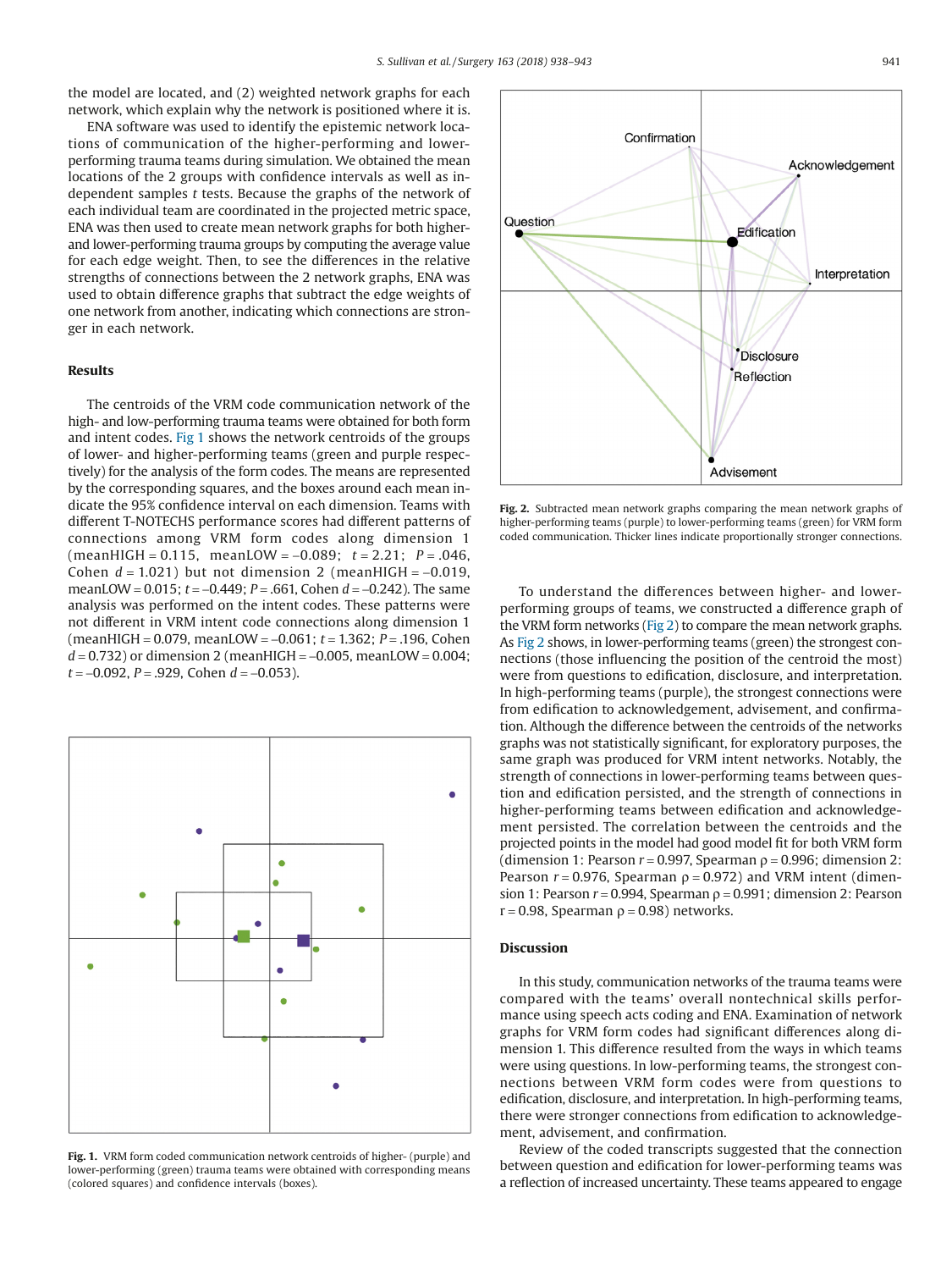the model are located, and (2) weighted network graphs for each network, which explain why the network is positioned where it is.

ENA software was used to identify the epistemic network locations of communication of the higher-performing and lower-performing trauma teams during simulation. We obtained the mean locations of the 2 groups with confidence intervals as well as independent samples *t* tests. Because the graphs of the network of each individual team are coordinated in the projected metric space, ENA was then used to create mean network graphs for both higher- and lower-performing trauma groups by computing the average value for each edge weight. Then, to see the differences in the relative strengths of connections between the 2 network graphs, ENA was used to obtain difference graphs that subtract the edge weights of one network from another, indicating which connections are stronger in each network.

## Results

The centroids of the VRM code communication network of the high- and low-performing trauma teams were obtained for both form and intent codes. Fig 1 shows the network centroids of the groups of lower- and higher-performing teams (green and purple respectively) for the analysis of the form codes. The means are represented by the corresponding squares, and the boxes around each mean indicate the 95% confidence interval on each dimension. Teams with different T-NOTECHS performance scores had different patterns of connections among VRM form codes along dimension 1 (meanHIGH = 0.115, meanLOW = –0.089; $t = 2.21$; $P = .046$, Cohen $d = 1.021$) but not dimension 2 (meanHIGH = –0.019, meanLOW = 0.015; $t = -0.449$; $P = .661$, Cohen $d = -0.242$). The same analysis was performed on the intent codes. These patterns were not different in VRM intent code connections along dimension 1 (meanHIGH = 0.079, meanLOW = –0.061; $t = 1.362$; $P = .196$, Cohen $d = 0.732$) or dimension 2 (meanHIGH = –0.005, meanLOW = 0.004; $t = -0.092$, $P = .929$, Cohen $d = -0.053$).

**Fig. 1.** VRM form coded communication network centroids of higher- (purple) and lower-performing (green) trauma teams were obtained with corresponding means (colored squares) and confidence intervals (boxes).

**Fig. 2.** Subtracted mean network graphs comparing the mean network graphs of higher-performing teams (purple) to lower-performing teams (green) for VRM form coded communication. Thicker lines indicate proportionally stronger connections.

To understand the differences between higher- and lower-performing groups of teams, we constructed a difference graph of the VRM form networks (Fig 2) to compare the mean network graphs. As Fig 2 shows, in lower-performing teams (green) the strongest connections (those influencing the position of the centroid the most) were from questions to edification, disclosure, and interpretation. In high-performing teams (purple), the strongest connections were from edification to acknowledgement, advisement, and confirmation. Although the difference between the centroids of the networks graphs was not statistically significant, for exploratory purposes, the same graph was produced for VRM intent networks. Notably, the strength of connections in lower-performing teams between question and edification persisted, and the strength of connections in higher-performing teams between edification and acknowledgement persisted. The correlation between the centroids and the projected points in the model had good model fit for both VRM form (dimension 1: Pearson $r = 0.997$, Spearman $\rho = 0.996$; dimension 2: Pearson $r = 0.976$, Spearman $\rho = 0.972$) and VRM intent (dimension 1: Pearson $r = 0.994$, Spearman $\rho = 0.991$; dimension 2: Pearson $r = 0.98$, Spearman $\rho = 0.98$) networks.

## Discussion

In this study, communication networks of the trauma teams were compared with the teams' overall nontechnical skills performance using speech acts coding and ENA. Examination of network graphs for VRM form codes had significant differences along dimension 1. This difference resulted from the ways in which teams were using questions. In low-performing teams, the strongest connections between VRM form codes were from questions to edification, disclosure, and interpretation. In high-performing teams, there were stronger connections from edification to acknowledgement, advisement, and confirmation.

Review of the coded transcripts suggested that the connection between question and edification for lower-performing teams was a reflection of increased uncertainty. These teams appeared to engage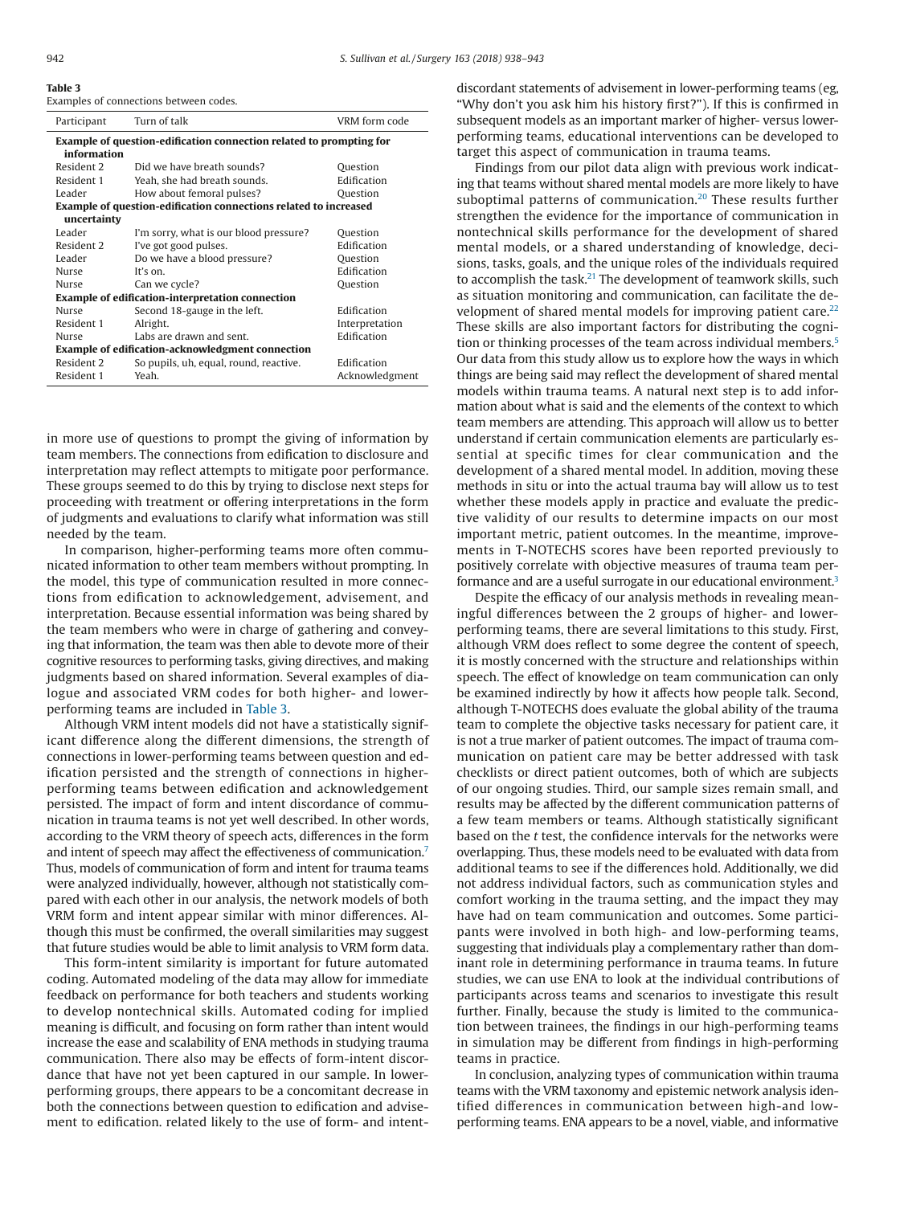**Table 3**
Examples of connections between codes.

| Participant | Turn of talk | VRM form code |
|---|---|---|
| **Example of question-edification connection related to prompting for information** | | |
| Resident 2 | Did we have breath sounds? | Question |
| Resident 1 | Yeah, she had breath sounds. | Edification |
| Leader | How about femoral pulses? | Question |
| **Example of question-edification connections related to increased uncertainty** | | |
| Leader | I'm sorry, what is our blood pressure? | Question |
| Resident 2 | I've got good pulses. | Edification |
| Leader | Do we have a blood pressure? | Question |
| Nurse | It's on. | Edification |
| Nurse | Can we cycle? | Question |
| **Example of edification-interpretation connection** | | |
| Nurse | Second 18-gauge in the left. | Edification |
| Resident 1 | Alright. | Interpretation |
| Nurse | Labs are drawn and sent. | Edification |
| **Example of edification-acknowledgment connection** | | |
| Resident 2 | So pupils, uh, equal, round, reactive. | Edification |
| Resident 1 | Yeah. | Acknowledgment |

in more use of questions to prompt the giving of information by team members. The connections from edification to disclosure and interpretation may reflect attempts to mitigate poor performance. These groups seemed to do this by trying to disclose next steps for proceeding with treatment or offering interpretations in the form of judgments and evaluations to clarify what information was still needed by the team.

In comparison, higher-performing teams more often communicated information to other team members without prompting. In the model, this type of communication resulted in more connections from edification to acknowledgement, advisement, and interpretation. Because essential information was being shared by the team members who were in charge of gathering and conveying that information, the team was then able to devote more of their cognitive resources to performing tasks, giving directives, and making judgments based on shared information. Several examples of dialogue and associated VRM codes for both higher- and lower-performing teams are included in Table 3.

Although VRM intent models did not have a statistically significant difference along the different dimensions, the strength of connections in lower-performing teams between question and edification persisted and the strength of connections in higher-performing teams between edification and acknowledgement persisted. The impact of form and intent discordance of communication in trauma teams is not yet well described. In other words, according to the VRM theory of speech acts, differences in the form and intent of speech may affect the effectiveness of communication.[7] Thus, models of communication of form and intent for trauma teams were analyzed individually, however, although not statistically compared with each other in our analysis, the network models of both VRM form and intent appear similar with minor differences. Although this must be confirmed, the overall similarities may suggest that future studies would be able to limit analysis to VRM form data.

This form-intent similarity is important for future automated coding. Automated modeling of the data may allow for immediate feedback on performance for both teachers and students working to develop nontechnical skills. Automated coding for implied meaning is difficult, and focusing on form rather than intent would increase the ease and scalability of ENA methods in studying trauma communication. There also may be effects of form-intent discordance that have not yet been captured in our sample. In lower-performing groups, there appears to be a concomitant decrease in both the connections between question to edification and advisement to edification. related likely to the use of form- and intent-discordant statements of advisement in lower-performing teams (eg, "Why don't you ask him his history first?"). If this is confirmed in subsequent models as an important marker of higher- versus lower-performing teams, educational interventions can be developed to target this aspect of communication in trauma teams.

Findings from our pilot data align with previous work indicating that teams without shared mental models are more likely to have suboptimal patterns of communication.[20] These results further strengthen the evidence for the importance of communication in nontechnical skills performance for the development of shared mental models, or a shared understanding of knowledge, decisions, tasks, goals, and the unique roles of the individuals required to accomplish the task.[21] The development of teamwork skills, such as situation monitoring and communication, can facilitate the development of shared mental models for improving patient care.[22] These skills are also important factors for distributing the cognition or thinking processes of the team across individual members.[5] Our data from this study allow us to explore how the ways in which things are being said may reflect the development of shared mental models within trauma teams. A natural next step is to add information about what is said and the elements of the context to which team members are attending. This approach will allow us to better understand if certain communication elements are particularly essential at specific times for clear communication and the development of a shared mental model. In addition, moving these methods in situ or into the actual trauma bay will allow us to test whether these models apply in practice and evaluate the predictive validity of our results to determine impacts on our most important metric, patient outcomes. In the meantime, improvements in T-NOTECHS scores have been reported previously to positively correlate with objective measures of trauma team performance and are a useful surrogate in our educational environment.[3]

Despite the efficacy of our analysis methods in revealing meaningful differences between the 2 groups of higher- and lower-performing teams, there are several limitations to this study. First, although VRM does reflect to some degree the content of speech, it is mostly concerned with the structure and relationships within speech. The effect of knowledge on team communication can only be examined indirectly by how it affects how people talk. Second, although T-NOTECHS does evaluate the global ability of the trauma team to complete the objective tasks necessary for patient care, it is not a true marker of patient outcomes. The impact of trauma communication on patient care may be better addressed with task checklists or direct patient outcomes, both of which are subjects of our ongoing studies. Third, our sample sizes remain small, and results may be affected by the different communication patterns of a few team members or teams. Although statistically significant based on the *t* test, the confidence intervals for the networks were overlapping. Thus, these models need to be evaluated with data from additional teams to see if the differences hold. Additionally, we did not address individual factors, such as communication styles and comfort working in the trauma setting, and the impact they may have had on team communication and outcomes. Some participants were involved in both high- and low-performing teams, suggesting that individuals play a complementary rather than dominant role in determining performance in trauma teams. In future studies, we can use ENA to look at the individual contributions of participants across teams and scenarios to investigate this result further. Finally, because the study is limited to the communication between trainees, the findings in our high-performing teams in simulation may be different from findings in high-performing teams in practice.

In conclusion, analyzing types of communication within trauma teams with the VRM taxonomy and epistemic network analysis identified differences in communication between high-and low-performing teams. ENA appears to be a novel, viable, and informative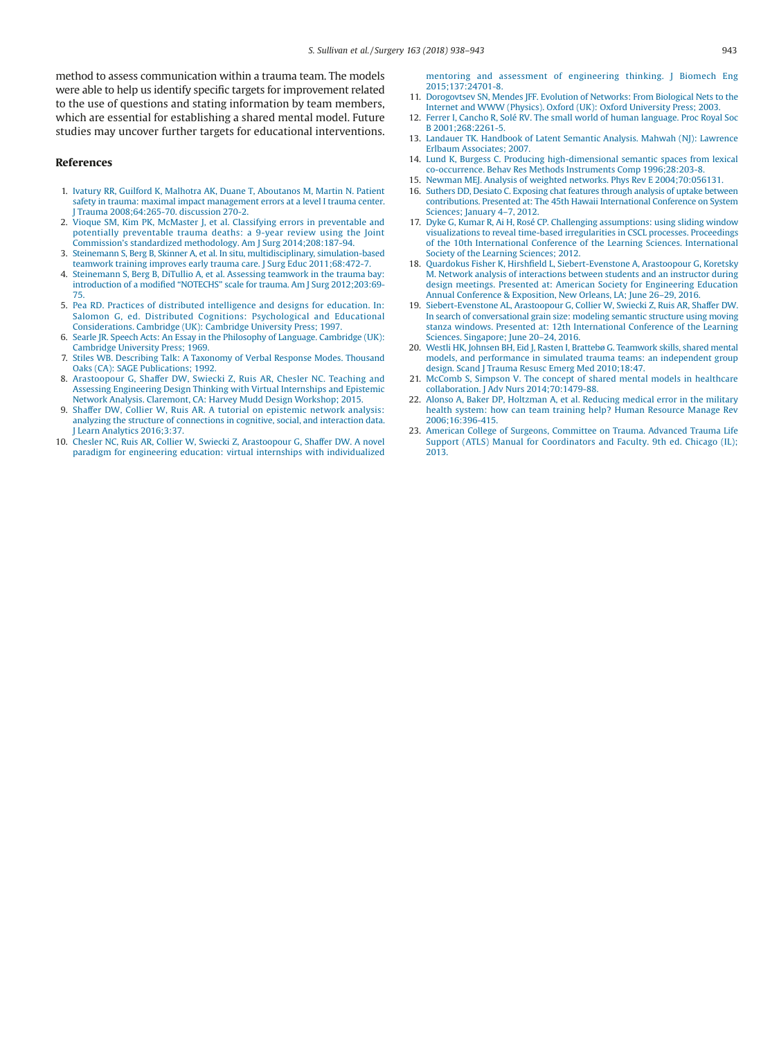method to assess communication within a trauma team. The models were able to help us identify specific targets for improvement related to the use of questions and stating information by team members, which are essential for establishing a shared mental model. Future studies may uncover further targets for educational interventions.

## References

1. Ivatury RR, Guilford K, Malhotra AK, Duane T, Aboutanos M, Martin N. Patient safety in trauma: maximal impact management errors at a level I trauma center. J Trauma 2008;64:265-70. discussion 270-2.
2. Vioque SM, Kim PK, McMaster J, et al. Classifying errors in preventable and potentially preventable trauma deaths: a 9-year review using the Joint Commission's standardized methodology. Am J Surg 2014;208:187-94.
3. Steinemann S, Berg B, Skinner A, et al. In situ, multidisciplinary, simulation-based teamwork training improves early trauma care. J Surg Educ 2011;68:472-7.
4. Steinemann S, Berg B, DiTullio A, et al. Assessing teamwork in the trauma bay: introduction of a modified "NOTECHS" scale for trauma. Am J Surg 2012;203:69-75.
5. Pea RD. Practices of distributed intelligence and designs for education. In: Salomon G, ed. Distributed Cognitions: Psychological and Educational Considerations. Cambridge (UK): Cambridge University Press; 1997.
6. Searle JR. Speech Acts: An Essay in the Philosophy of Language. Cambridge (UK): Cambridge University Press; 1969.
7. Stiles WB. Describing Talk: A Taxonomy of Verbal Response Modes. Thousand Oaks (CA): SAGE Publications; 1992.
8. Arastoopour G, Shaffer DW, Swiecki Z, Ruis AR, Chesler NC. Teaching and Assessing Engineering Design Thinking with Virtual Internships and Epistemic Network Analysis. Claremont, CA: Harvey Mudd Design Workshop; 2015.
9. Shaffer DW, Collier W, Ruis AR. A tutorial on epistemic network analysis: analyzing the structure of connections in cognitive, social, and interaction data. J Learn Analytics 2016;3:37.
10. Chesler NC, Ruis AR, Collier W, Swiecki Z, Arastoopour G, Shaffer DW. A novel paradigm for engineering education: virtual internships with individualized mentoring and assessment of engineering thinking. J Biomech Eng 2015;137:24701-8.
11. Dorogovtsev SN, Mendes JFF. Evolution of Networks: From Biological Nets to the Internet and WWW (Physics). Oxford (UK): Oxford University Press; 2003.
12. Ferrer I, Cancho R, Solé RV. The small world of human language. Proc Royal Soc B 2001;268:2261-5.
13. Landauer TK. Handbook of Latent Semantic Analysis. Mahwah (NJ): Lawrence Erlbaum Associates; 2007.
14. Lund K, Burgess C. Producing high-dimensional semantic spaces from lexical co-occurrence. Behav Res Methods Instruments Comp 1996;28:203-8.
15. Newman MEJ. Analysis of weighted networks. Phys Rev E 2004;70:056131.
16. Suthers DD, Desiato C. Exposing chat features through analysis of uptake between contributions. Presented at: The 45th Hawaii International Conference on System Sciences; January 4–7, 2012.
17. Dyke G, Kumar R, Ai H, Rosé CP. Challenging assumptions: using sliding window visualizations to reveal time-based irregularities in CSCL processes. Proceedings of the 10th International Conference of the Learning Sciences. International Society of the Learning Sciences; 2012.
18. Quardokus Fisher K, Hirshfield L, Siebert-Evenstone A, Arastoopour G, Koretsky M. Network analysis of interactions between students and an instructor during design meetings. Presented at: American Society for Engineering Education Annual Conference & Exposition, New Orleans, LA; June 26–29, 2016.
19. Siebert-Evenstone AL, Arastoopour G, Collier W, Swiecki Z, Ruis AR, Shaffer DW. In search of conversational grain size: modeling semantic structure using moving stanza windows. Presented at: 12th International Conference of the Learning Sciences. Singapore; June 20–24, 2016.
20. Westli HK, Johnsen BH, Eid J, Rasten I, Brattebø G. Teamwork skills, shared mental models, and performance in simulated trauma teams: an independent group design. Scand J Trauma Resusc Emerg Med 2010;18:47.
21. McComb S, Simpson V. The concept of shared mental models in healthcare collaboration. J Adv Nurs 2014;70:1479-88.
22. Alonso A, Baker DP, Holtzman A, et al. Reducing medical error in the military health system: how can team training help? Human Resource Manage Rev 2006;16:396-415.
23. American College of Surgeons, Committee on Trauma. Advanced Trauma Life Support (ATLS) Manual for Coordinators and Faculty. 9th ed. Chicago (IL); 2013.